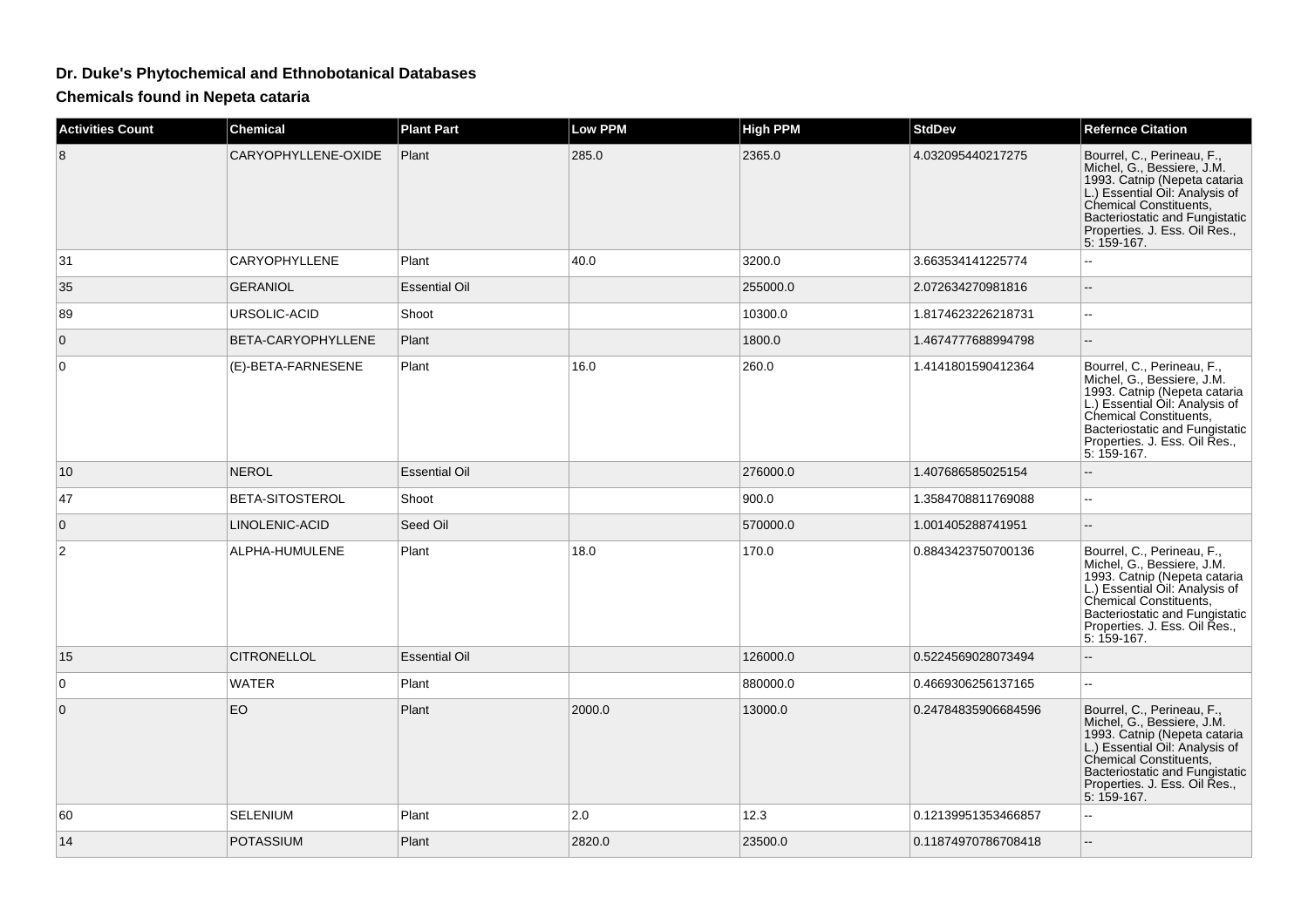# Dr. Duke's Phytochemical and Ethnobotanical Databases

## Chemicals found in Nepeta cataria

| Activities Count | Chemical | Plant Part | Low PPM | High PPM | StdDev | Refernce Citation |
|---|---|---|---|---|---|---|
| 8 | CARYOPHYLLENE-OXIDE | Plant | 285.0 | 2365.0 | 4.032095440217275 | Bourrel, C., Perineau, F., Michel, G., Bessiere, J.M. 1993. Catnip (Nepeta cataria L.) Essential Oil: Analysis of Chemical Constituents, Bacteriostatic and Fungistatic Properties. J. Ess. Oil Res., 5: 159-167. |
| 31 | CARYOPHYLLENE | Plant | 40.0 | 3200.0 | 3.663534141225774 | -- |
| 35 | GERANIOL | Essential Oil | | 255000.0 | 2.072634270981816 | -- |
| 89 | URSOLIC-ACID | Shoot | | 10300.0 | 1.8174623226218731 | -- |
| 0 | BETA-CARYOPHYLLENE | Plant | | 1800.0 | 1.4674777688994798 | -- |
| 0 | (E)-BETA-FARNESENE | Plant | 16.0 | 260.0 | 1.4141801590412364 | Bourrel, C., Perineau, F., Michel, G., Bessiere, J.M. 1993. Catnip (Nepeta cataria L.) Essential Oil: Analysis of Chemical Constituents, Bacteriostatic and Fungistatic Properties. J. Ess. Oil Res., 5: 159-167. |
| 10 | NEROL | Essential Oil | | 276000.0 | 1.407686585025154 | -- |
| 47 | BETA-SITOSTEROL | Shoot | | 900.0 | 1.3584708811769088 | -- |
| 0 | LINOLENIC-ACID | Seed Oil | | 570000.0 | 1.001405288741951 | -- |
| 2 | ALPHA-HUMULENE | Plant | 18.0 | 170.0 | 0.8843423750700136 | Bourrel, C., Perineau, F., Michel, G., Bessiere, J.M. 1993. Catnip (Nepeta cataria L.) Essential Oil: Analysis of Chemical Constituents, Bacteriostatic and Fungistatic Properties. J. Ess. Oil Res., 5: 159-167. |
| 15 | CITRONELLOL | Essential Oil | | 126000.0 | 0.5224569028073494 | -- |
| 0 | WATER | Plant | | 880000.0 | 0.4669306256137165 | -- |
| 0 | EO | Plant | 2000.0 | 13000.0 | 0.24784835906684596 | Bourrel, C., Perineau, F., Michel, G., Bessiere, J.M. 1993. Catnip (Nepeta cataria L.) Essential Oil: Analysis of Chemical Constituents, Bacteriostatic and Fungistatic Properties. J. Ess. Oil Res., 5: 159-167. |
| 60 | SELENIUM | Plant | 2.0 | 12.3 | 0.12139951353466857 | -- |
| 14 | POTASSIUM | Plant | 2820.0 | 23500.0 | 0.11874970786708418 | -- |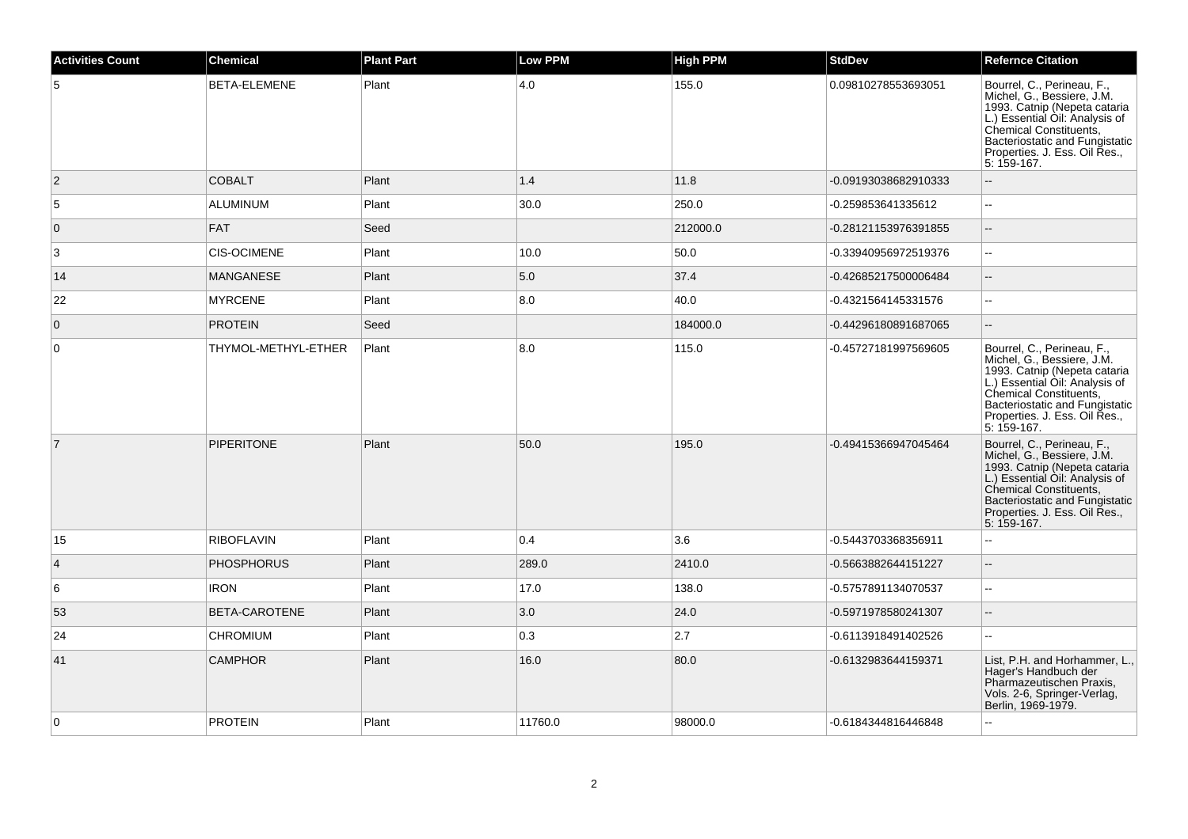| Activities Count | Chemical | Plant Part | Low PPM | High PPM | StdDev | Refernce Citation |
| --- | --- | --- | --- | --- | --- | --- |
| 5 | BETA-ELEMENE | Plant | 4.0 | 155.0 | 0.09810278553693051 | Bourrel, C., Perineau, F., Michel, G., Bessiere, J.M. 1993. Catnip (Nepeta cataria L.) Essential Oil: Analysis of Chemical Constituents, Bacteriostatic and Fungistatic Properties. J. Ess. Oil Res., 5: 159-167. |
| 2 | COBALT | Plant | 1.4 | 11.8 | -0.09193038682910333 | -- |
| 5 | ALUMINUM | Plant | 30.0 | 250.0 | -0.259853641335612 | -- |
| 0 | FAT | Seed | | 212000.0 | -0.28121153976391855 | -- |
| 3 | CIS-OCIMENE | Plant | 10.0 | 50.0 | -0.33940956972519376 | -- |
| 14 | MANGANESE | Plant | 5.0 | 37.4 | -0.42685217500006484 | -- |
| 22 | MYRCENE | Plant | 8.0 | 40.0 | -0.4321564145331576 | -- |
| 0 | PROTEIN | Seed | | 184000.0 | -0.44296180891687065 | -- |
| 0 | THYMOL-METHYL-ETHER | Plant | 8.0 | 115.0 | -0.45727181997569605 | Bourrel, C., Perineau, F., Michel, G., Bessiere, J.M. 1993. Catnip (Nepeta cataria L.) Essential Oil: Analysis of Chemical Constituents, Bacteriostatic and Fungistatic Properties. J. Ess. Oil Res., 5: 159-167. |
| 7 | PIPERITONE | Plant | 50.0 | 195.0 | -0.49415366947045464 | Bourrel, C., Perineau, F., Michel, G., Bessiere, J.M. 1993. Catnip (Nepeta cataria L.) Essential Oil: Analysis of Chemical Constituents, Bacteriostatic and Fungistatic Properties. J. Ess. Oil Res., 5: 159-167. |
| 15 | RIBOFLAVIN | Plant | 0.4 | 3.6 | -0.5443703368356911 | -- |
| 4 | PHOSPHORUS | Plant | 289.0 | 2410.0 | -0.5663882644151227 | -- |
| 6 | IRON | Plant | 17.0 | 138.0 | -0.5757891134070537 | -- |
| 53 | BETA-CAROTENE | Plant | 3.0 | 24.0 | -0.5971978580241307 | -- |
| 24 | CHROMIUM | Plant | 0.3 | 2.7 | -0.6113918491402526 | -- |
| 41 | CAMPHOR | Plant | 16.0 | 80.0 | -0.6132983644159371 | List, P.H. and Horhammer, L., Hager's Handbuch der Pharmazeutischen Praxis, Vols. 2-6, Springer-Verlag, Berlin, 1969-1979. |
| 0 | PROTEIN | Plant | 11760.0 | 98000.0 | -0.6184344816446848 | -- |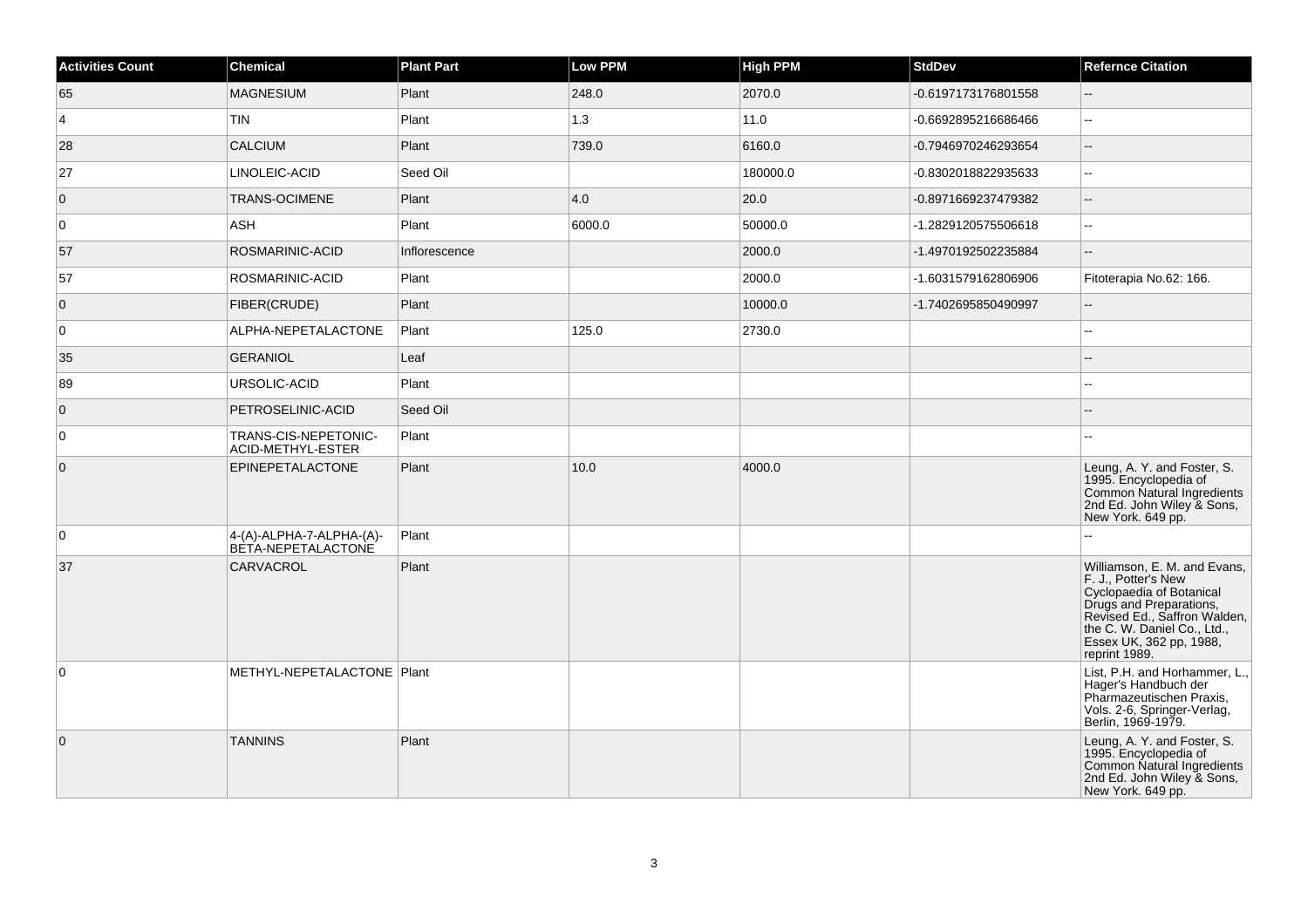| Activities Count | Chemical | Plant Part | Low PPM | High PPM | StdDev | Refernce Citation |
|---|---|---|---|---|---|---|
| 65 | MAGNESIUM | Plant | 248.0 | 2070.0 | -0.6197173176801558 | -- |
| 4 | TIN | Plant | 1.3 | 11.0 | -0.6692895216686466 | -- |
| 28 | CALCIUM | Plant | 739.0 | 6160.0 | -0.7946970246293654 | -- |
| 27 | LINOLEIC-ACID | Seed Oil | | 180000.0 | -0.8302018822935633 | -- |
| 0 | TRANS-OCIMENE | Plant | 4.0 | 20.0 | -0.8971669237479382 | -- |
| 0 | ASH | Plant | 6000.0 | 50000.0 | -1.2829120575506618 | -- |
| 57 | ROSMARINIC-ACID | Inflorescence | | 2000.0 | -1.4970192502235884 | -- |
| 57 | ROSMARINIC-ACID | Plant | | 2000.0 | -1.6031579162806906 | Fitoterapia No.62: 166. |
| 0 | FIBER(CRUDE) | Plant | | 10000.0 | -1.7402695850490997 | -- |
| 0 | ALPHA-NEPETALACTONE | Plant | 125.0 | 2730.0 | | -- |
| 35 | GERANIOL | Leaf | | | | -- |
| 89 | URSOLIC-ACID | Plant | | | | -- |
| 0 | PETROSELINIC-ACID | Seed Oil | | | | -- |
| 0 | TRANS-CIS-NEPETONIC-ACID-METHYL-ESTER | Plant | | | | -- |
| 0 | EPINEPETALACTONE | Plant | 10.0 | 4000.0 | | Leung, A. Y. and Foster, S. 1995. Encyclopedia of Common Natural Ingredients 2nd Ed. John Wiley & Sons, New York. 649 pp. |
| 0 | 4-(A)-ALPHA-7-ALPHA-(A)-BETA-NEPETALACTONE | Plant | | | | -- |
| 37 | CARVACROL | Plant | | | | Williamson, E. M. and Evans, F. J., Potter's New Cyclopaedia of Botanical Drugs and Preparations, Revised Ed., Saffron Walden, the C. W. Daniel Co., Ltd., Essex UK, 362 pp, 1988, reprint 1989. |
| 0 | METHYL-NEPETALACTONE | Plant | | | | List, P.H. and Horhammer, L., Hager's Handbuch der Pharmazeutischen Praxis, Vols. 2-6, Springer-Verlag, Berlin, 1969-1979. |
| 0 | TANNINS | Plant | | | | Leung, A. Y. and Foster, S. 1995. Encyclopedia of Common Natural Ingredients 2nd Ed. John Wiley & Sons, New York. 649 pp. |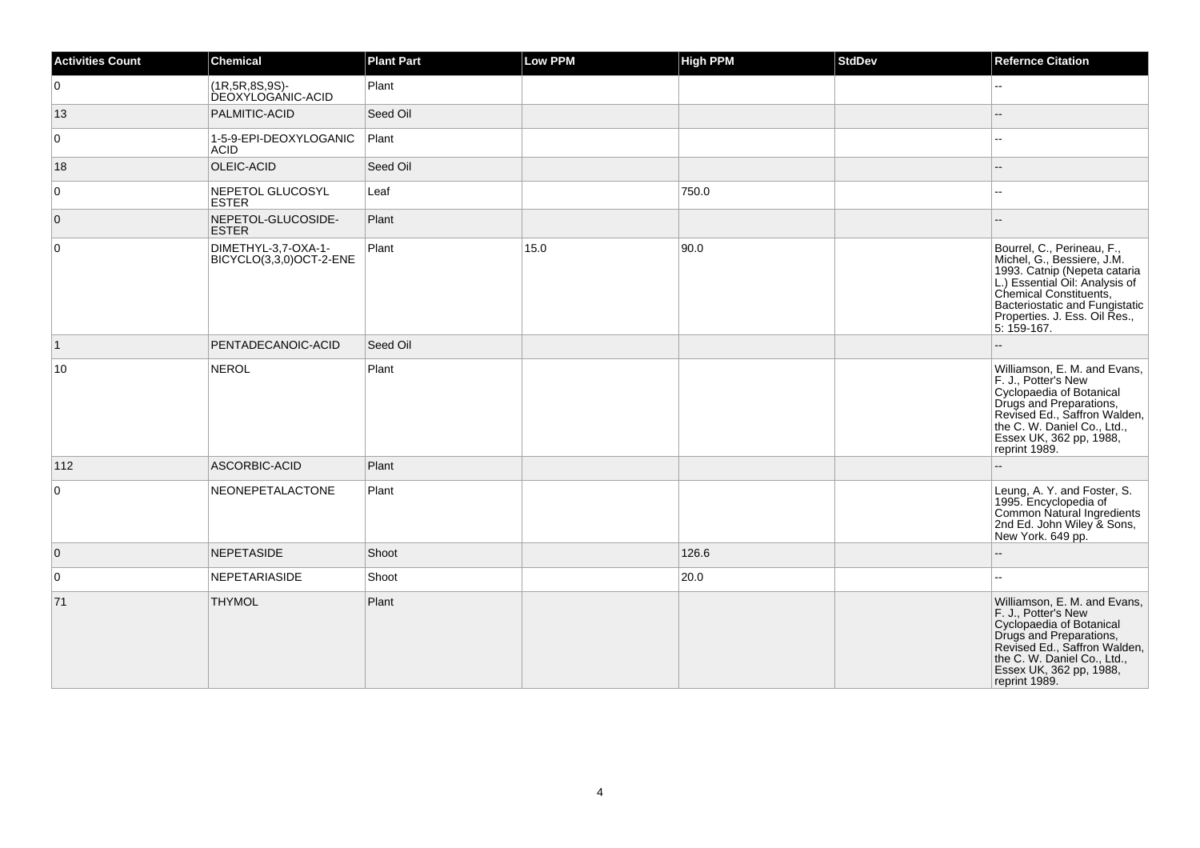| Activities Count | Chemical | Plant Part | Low PPM | High PPM | StdDev | Refernce Citation |
|---|---|---|---|---|---|---|
| 0 | (1R,5R,8S,9S)-DEOXYLOGANIC-ACID | Plant | | | | -- |
| 13 | PALMITIC-ACID | Seed Oil | | | | -- |
| 0 | 1-5-9-EPI-DEOXYLOGANIC ACID | Plant | | | | -- |
| 18 | OLEIC-ACID | Seed Oil | | | | -- |
| 0 | NEPETOL GLUCOSYL ESTER | Leaf | | 750.0 | | -- |
| 0 | NEPETOL-GLUCOSIDE-ESTER | Plant | | | | -- |
| 0 | DIMETHYL-3,7-OXA-1-BICYCLO(3,3,0)OCT-2-ENE | Plant | 15.0 | 90.0 | | Bourrel, C., Perineau, F., Michel, G., Bessiere, J.M. 1993. Catnip (Nepeta cataria L.) Essential Oil: Analysis of Chemical Constituents, Bacteriostatic and Fungistatic Properties. J. Ess. Oil Res., 5: 159-167. |
| 1 | PENTADECANOIC-ACID | Seed Oil | | | | -- |
| 10 | NEROL | Plant | | | | Williamson, E. M. and Evans, F. J., Potter's New Cyclopaedia of Botanical Drugs and Preparations, Revised Ed., Saffron Walden, the C. W. Daniel Co., Ltd., Essex UK, 362 pp, 1988, reprint 1989. |
| 112 | ASCORBIC-ACID | Plant | | | | -- |
| 0 | NEONEPETALACTONE | Plant | | | | Leung, A. Y. and Foster, S. 1995. Encyclopedia of Common Natural Ingredients 2nd Ed. John Wiley & Sons, New York. 649 pp. |
| 0 | NEPETASIDE | Shoot | | 126.6 | | -- |
| 0 | NEPETARIASIDE | Shoot | | 20.0 | | -- |
| 71 | THYMOL | Plant | | | | Williamson, E. M. and Evans, F. J., Potter's New Cyclopaedia of Botanical Drugs and Preparations, Revised Ed., Saffron Walden, the C. W. Daniel Co., Ltd., Essex UK, 362 pp, 1988, reprint 1989. |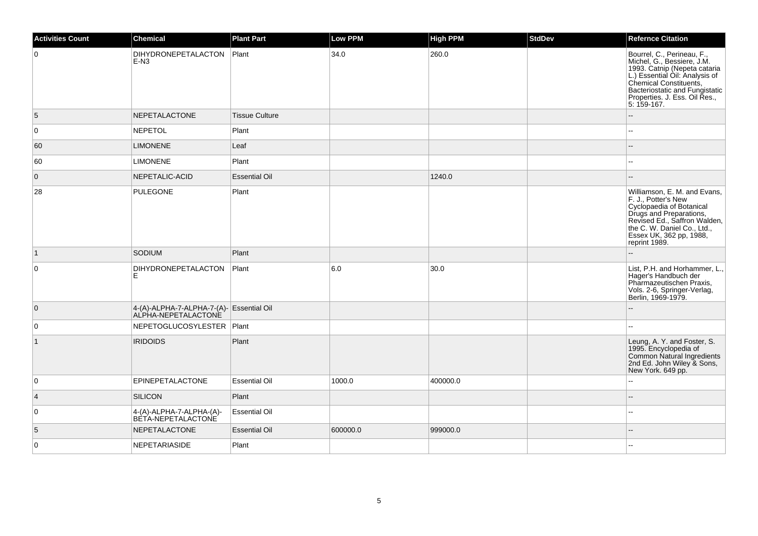| Activities Count | Chemical | Plant Part | Low PPM | High PPM | StdDev | Refernce Citation |
|---|---|---|---|---|---|---|
| 0 | DIHYDRONEPETALACTONE-N3 | Plant | 34.0 | 260.0 | | Bourrel, C., Perineau, F., Michel, G., Bessiere, J.M. 1993. Catnip (Nepeta cataria L.) Essential Oil: Analysis of Chemical Constituents, Bacteriostatic and Fungistatic Properties. J. Ess. Oil Res., 5: 159-167. |
| 5 | NEPETALACTONE | Tissue Culture | | | | -- |
| 0 | NEPETOL | Plant | | | | -- |
| 60 | LIMONENE | Leaf | | | | -- |
| 60 | LIMONENE | Plant | | | | -- |
| 0 | NEPETALIC-ACID | Essential Oil | | 1240.0 | | -- |
| 28 | PULEGONE | Plant | | | | Williamson, E. M. and Evans, F. J., Potter's New Cyclopaedia of Botanical Drugs and Preparations, Revised Ed., Saffron Walden, the C. W. Daniel Co., Ltd., Essex UK, 362 pp, 1988, reprint 1989. |
| 1 | SODIUM | Plant | | | | -- |
| 0 | DIHYDRONEPETALACTONE | Plant | 6.0 | 30.0 | | List, P.H. and Horhammer, L., Hager's Handbuch der Pharmazeutischen Praxis, Vols. 2-6, Springer-Verlag, Berlin, 1969-1979. |
| 0 | 4-(A)-ALPHA-7-ALPHA-7-(A)-ALPHA-NEPETALACTONE | Essential Oil | | | | -- |
| 0 | NEPETOGLUCOSYLESTER | Plant | | | | -- |
| 1 | IRIDOIDS | Plant | | | | Leung, A. Y. and Foster, S. 1995. Encyclopedia of Common Natural Ingredients 2nd Ed. John Wiley & Sons, New York. 649 pp. |
| 0 | EPINEPETALACTONE | Essential Oil | 1000.0 | 400000.0 | | -- |
| 4 | SILICON | Plant | | | | -- |
| 0 | 4-(A)-ALPHA-7-ALPHA-(A)-BETA-NEPETALACTONE | Essential Oil | | | | -- |
| 5 | NEPETALACTONE | Essential Oil | 600000.0 | 999000.0 | | -- |
| 0 | NEPETARIASIDE | Plant | | | | -- |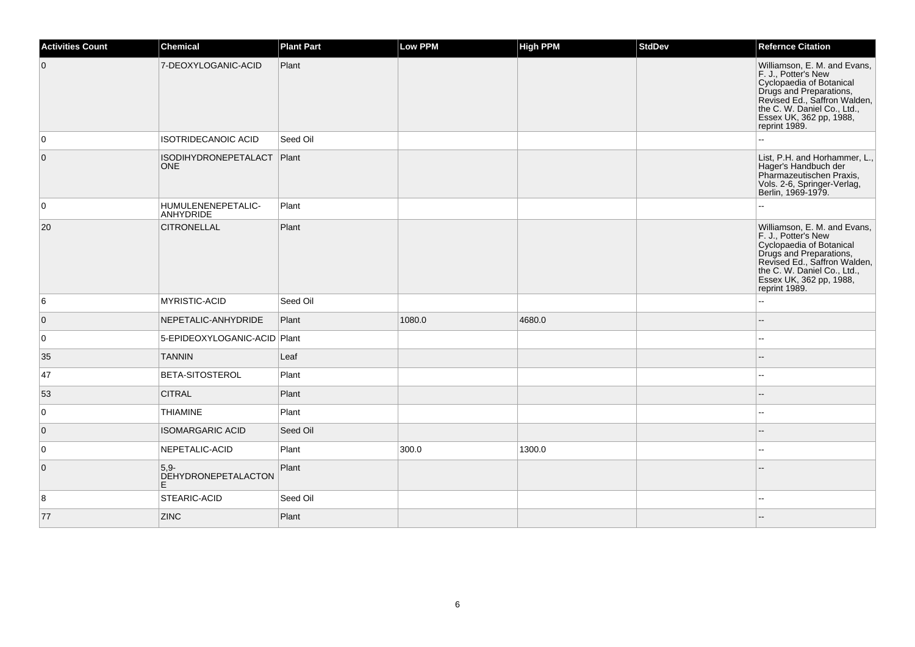| Activities Count | Chemical | Plant Part | Low PPM | High PPM | StdDev | Refernce Citation |
|---|---|---|---|---|---|---|
| 0 | 7-DEOXYLOGANIC-ACID | Plant | | | | Williamson, E. M. and Evans, F. J., Potter's New Cyclopaedia of Botanical Drugs and Preparations, Revised Ed., Saffron Walden, the C. W. Daniel Co., Ltd., Essex UK, 362 pp, 1988, reprint 1989. |
| 0 | ISOTRIDECANOIC ACID | Seed Oil | | | | -- |
| 0 | ISODIHYDRONEPETALACTONE | Plant | | | | List, P.H. and Horhammer, L., Hager's Handbuch der Pharmazeutischen Praxis, Vols. 2-6, Springer-Verlag, Berlin, 1969-1979. |
| 0 | HUMULENENEPETALIC-ANHYDRIDE | Plant | | | | -- |
| 20 | CITRONELLAL | Plant | | | | Williamson, E. M. and Evans, F. J., Potter's New Cyclopaedia of Botanical Drugs and Preparations, Revised Ed., Saffron Walden, the C. W. Daniel Co., Ltd., Essex UK, 362 pp, 1988, reprint 1989. |
| 6 | MYRISTIC-ACID | Seed Oil | | | | -- |
| 0 | NEPETALIC-ANHYDRIDE | Plant | 1080.0 | 4680.0 | | -- |
| 0 | 5-EPIDEOXYLOGANIC-ACID | Plant | | | | -- |
| 35 | TANNIN | Leaf | | | | -- |
| 47 | BETA-SITOSTEROL | Plant | | | | -- |
| 53 | CITRAL | Plant | | | | -- |
| 0 | THIAMINE | Plant | | | | -- |
| 0 | ISOMARGARIC ACID | Seed Oil | | | | -- |
| 0 | NEPETALIC-ACID | Plant | 300.0 | 1300.0 | | -- |
| 0 | 5,9-DEHYDRONEPETALACTONE | Plant | | | | -- |
| 8 | STEARIC-ACID | Seed Oil | | | | -- |
| 77 | ZINC | Plant | | | | -- |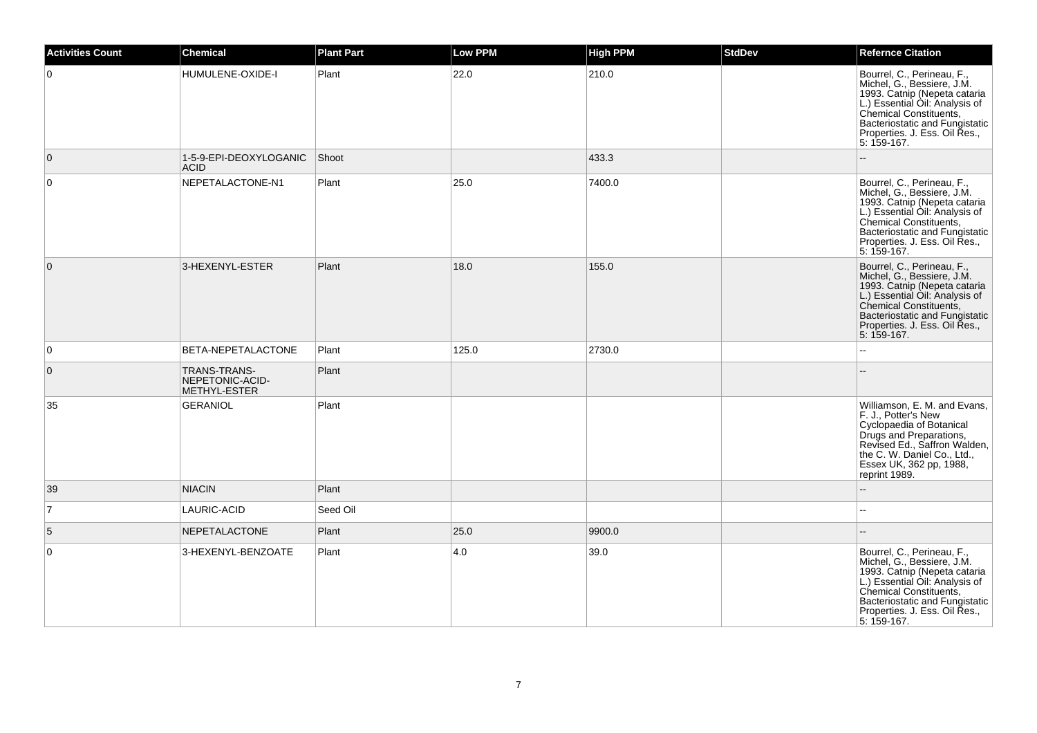| Activities Count | Chemical | Plant Part | Low PPM | High PPM | StdDev | Refernce Citation |
| --- | --- | --- | --- | --- | --- | --- |
| 0 | HUMULENE-OXIDE-I | Plant | 22.0 | 210.0 | | Bourrel, C., Perineau, F., Michel, G., Bessiere, J.M. 1993. Catnip (Nepeta cataria L.) Essential Oil: Analysis of Chemical Constituents, Bacteriostatic and Fungistatic Properties. J. Ess. Oil Res., 5: 159-167. |
| 0 | 1-5-9-EPI-DEOXYLOGANIC ACID | Shoot | | 433.3 | | -- |
| 0 | NEPETALACTONE-N1 | Plant | 25.0 | 7400.0 | | Bourrel, C., Perineau, F., Michel, G., Bessiere, J.M. 1993. Catnip (Nepeta cataria L.) Essential Oil: Analysis of Chemical Constituents, Bacteriostatic and Fungistatic Properties. J. Ess. Oil Res., 5: 159-167. |
| 0 | 3-HEXENYL-ESTER | Plant | 18.0 | 155.0 | | Bourrel, C., Perineau, F., Michel, G., Bessiere, J.M. 1993. Catnip (Nepeta cataria L.) Essential Oil: Analysis of Chemical Constituents, Bacteriostatic and Fungistatic Properties. J. Ess. Oil Res., 5: 159-167. |
| 0 | BETA-NEPETALACTONE | Plant | 125.0 | 2730.0 | | -- |
| 0 | TRANS-TRANS-NEPETONIC-ACID-METHYL-ESTER | Plant | | | | -- |
| 35 | GERANIOL | Plant | | | | Williamson, E. M. and Evans, F. J., Potter's New Cyclopaedia of Botanical Drugs and Preparations, Revised Ed., Saffron Walden, the C. W. Daniel Co., Ltd., Essex UK, 362 pp, 1988, reprint 1989. |
| 39 | NIACIN | Plant | | | | -- |
| 7 | LAURIC-ACID | Seed Oil | | | | -- |
| 5 | NEPETALACTONE | Plant | 25.0 | 9900.0 | | -- |
| 0 | 3-HEXENYL-BENZOATE | Plant | 4.0 | 39.0 | | Bourrel, C., Perineau, F., Michel, G., Bessiere, J.M. 1993. Catnip (Nepeta cataria L.) Essential Oil: Analysis of Chemical Constituents, Bacteriostatic and Fungistatic Properties. J. Ess. Oil Res., 5: 159-167. |